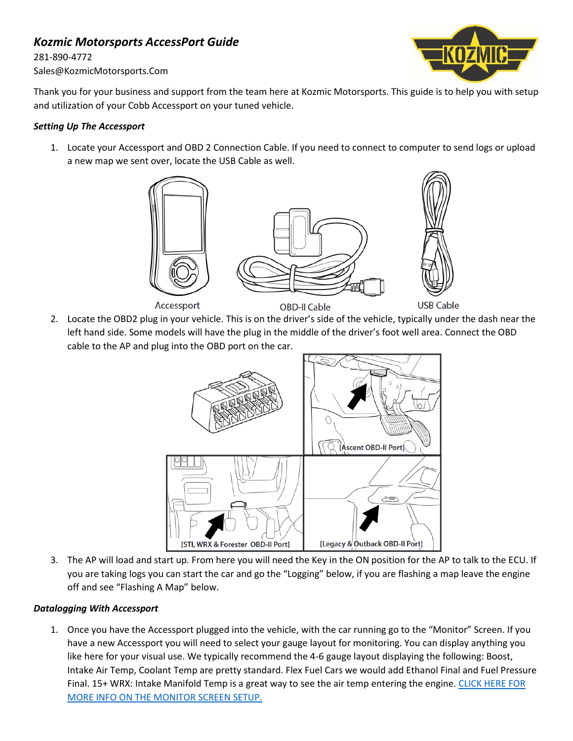# *Kozmic Motorsports AccessPort Guide*

281-890-4772
Sales@KozmicMotorsports.Com

Thank you for your business and support from the team here at Kozmic Motorsports. This guide is to help you with setup and utilization of your Cobb Accessport on your tuned vehicle.

### *Setting Up The Accessport*

1. Locate your Accessport and OBD 2 Connection Cable. If you need to connect to computer to send logs or upload a new map we sent over, locate the USB Cable as well.

Accessport    OBD-II Cable    USB Cable

2. Locate the OBD2 plug in your vehicle. This is on the driver's side of the vehicle, typically under the dash near the left hand side. Some models will have the plug in the middle of the driver's foot well area. Connect the OBD cable to the AP and plug into the OBD port on the car.

[Ascent OBD-II Port]

[STI, WRX & Forester OBD-II Port]

[Legacy & Outback OBD-II Port]

3. The AP will load and start up. From here you will need the Key in the ON position for the AP to talk to the ECU. If you are taking logs you can start the car and go the "Logging" below, if you are flashing a map leave the engine off and see "Flashing A Map" below.

### *Datalogging With Accessport*

1. Once you have the Accessport plugged into the vehicle, with the car running go to the "Monitor" Screen. If you have a new Accessport you will need to select your gauge layout for monitoring. You can display anything you like here for your visual use. We typically recommend the 4-6 gauge layout displaying the following: Boost, Intake Air Temp, Coolant Temp are pretty standard. Flex Fuel Cars we would add Ethanol Final and Fuel Pressure Final. 15+ WRX: Intake Manifold Temp is a great way to see the air temp entering the engine. CLICK HERE FOR MORE INFO ON THE MONITOR SCREEN SETUP.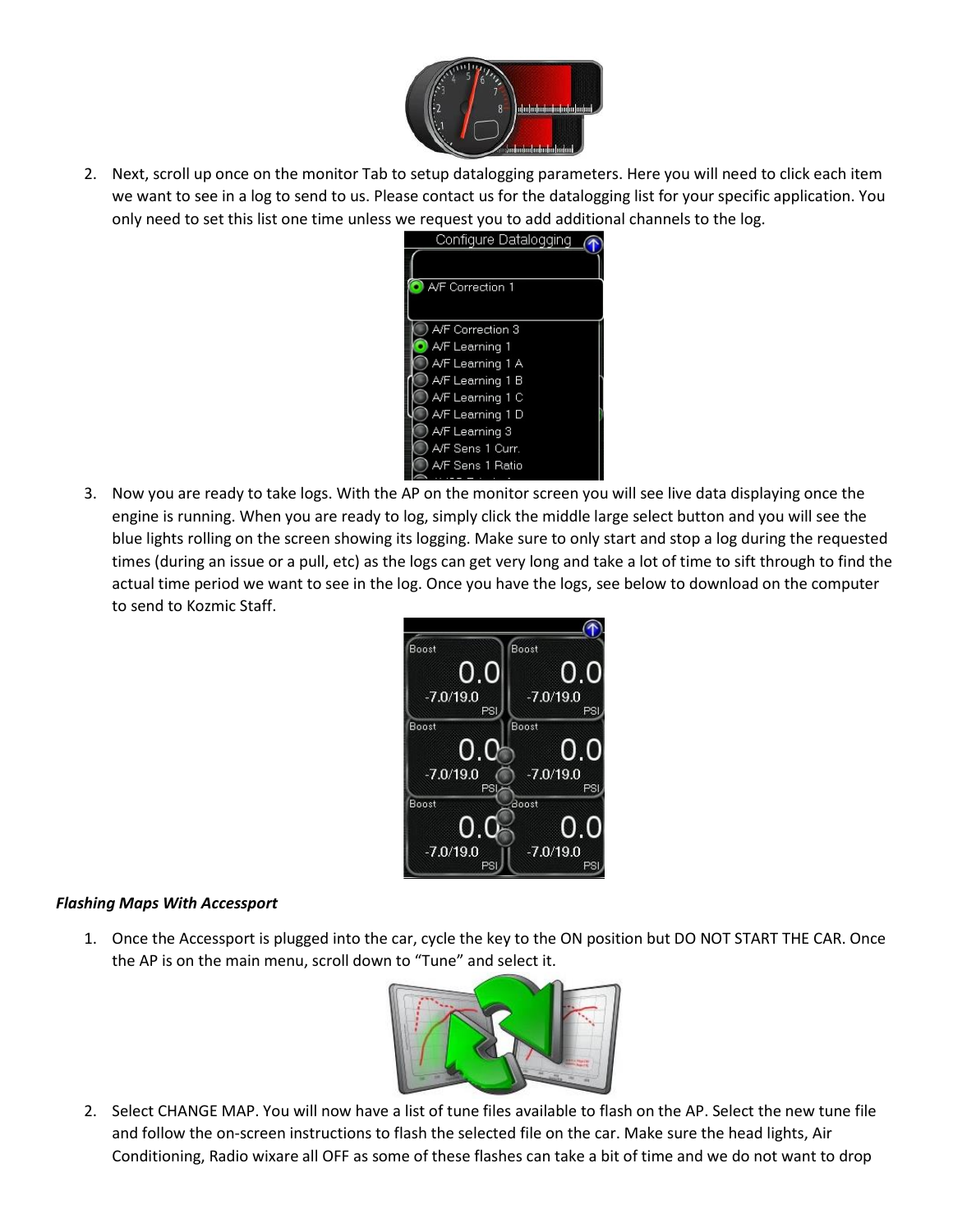2. Next, scroll up once on the monitor Tab to setup datalogging parameters. Here you will need to click each item we want to see in a log to send to us. Please contact us for the datalogging list for your specific application. You only need to set this list one time unless we request you to add additional channels to the log.

3. Now you are ready to take logs. With the AP on the monitor screen you will see live data displaying once the engine is running. When you are ready to log, simply click the middle large select button and you will see the blue lights rolling on the screen showing its logging. Make sure to only start and stop a log during the requested times (during an issue or a pull, etc) as the logs can get very long and take a lot of time to sift through to find the actual time period we want to see in the log. Once you have the logs, see below to download on the computer to send to Kozmic Staff.

***Flashing Maps With Accessport***

1. Once the Accessport is plugged into the car, cycle the key to the ON position but DO NOT START THE CAR. Once the AP is on the main menu, scroll down to "Tune" and select it.

2. Select CHANGE MAP. You will now have a list of tune files available to flash on the AP. Select the new tune file and follow the on-screen instructions to flash the selected file on the car. Make sure the head lights, Air Conditioning, Radio wixare all OFF as some of these flashes can take a bit of time and we do not want to drop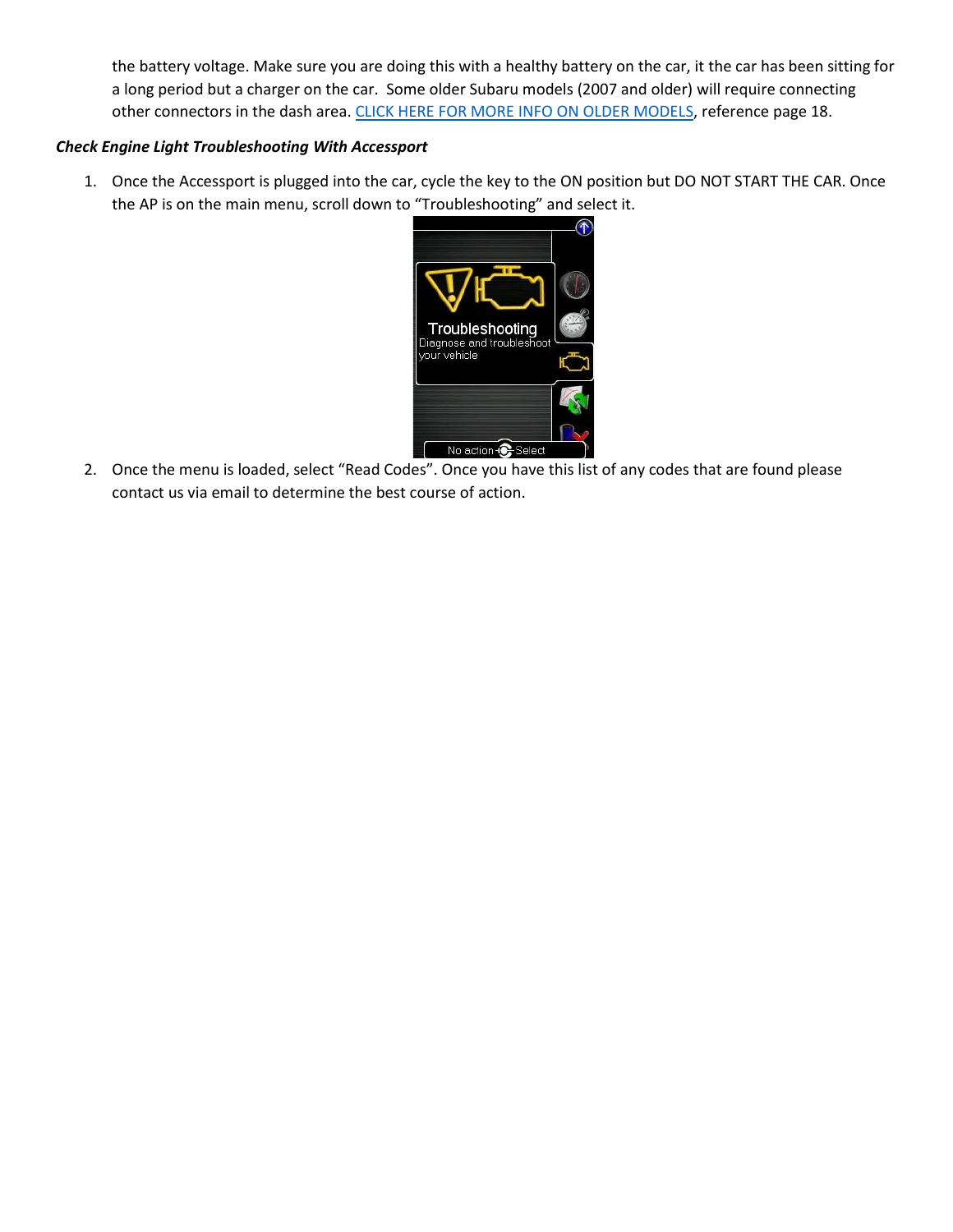the battery voltage. Make sure you are doing this with a healthy battery on the car, it the car has been sitting for a long period but a charger on the car. Some older Subaru models (2007 and older) will require connecting other connectors in the dash area. [CLICK HERE FOR MORE INFO ON OLDER MODELS], reference page 18.

***Check Engine Light Troubleshooting With Accessport***

1. Once the Accessport is plugged into the car, cycle the key to the ON position but DO NOT START THE CAR. Once the AP is on the main menu, scroll down to "Troubleshooting" and select it.

2. Once the menu is loaded, select "Read Codes". Once you have this list of any codes that are found please contact us via email to determine the best course of action.